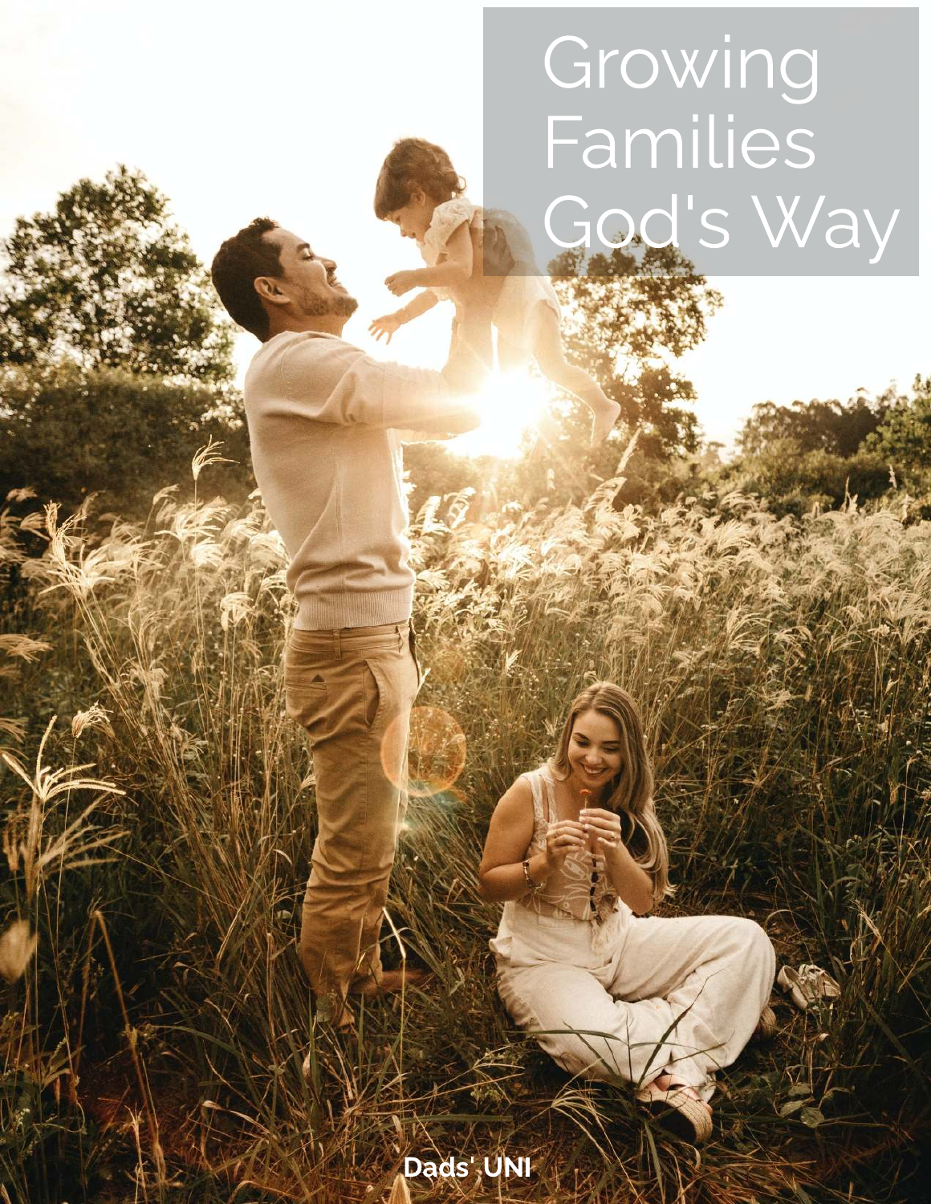# Growing Families God's Way

Dads' UNI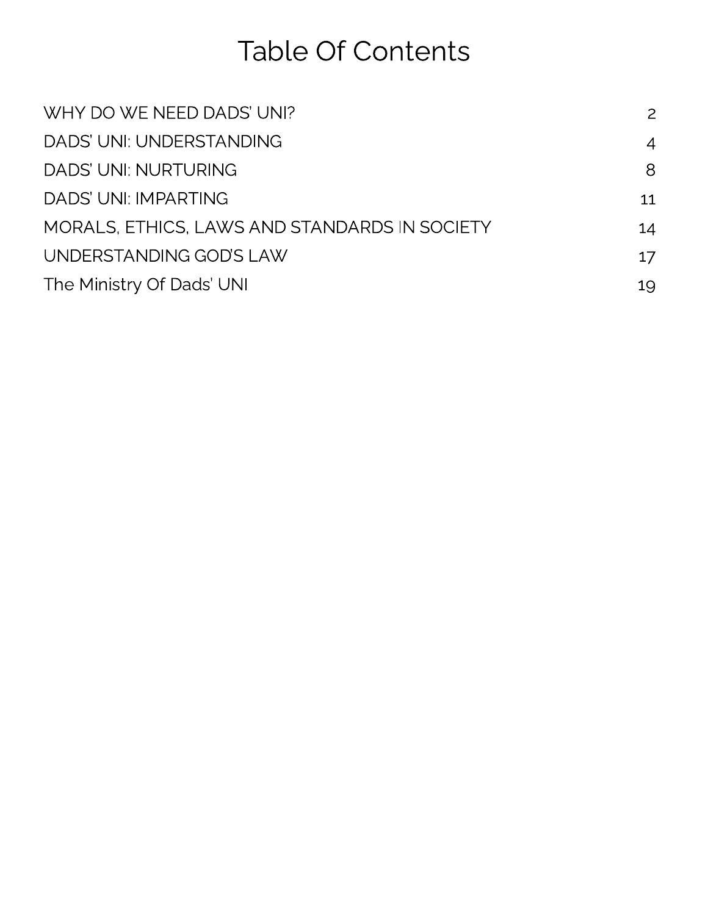# Table Of Contents

| | |
|---|---|
| WHY DO WE NEED DADS' UNI? | 2 |
| DADS' UNI: UNDERSTANDING | 4 |
| DADS' UNI: NURTURING | 8 |
| DADS' UNI: IMPARTING | 11 |
| MORALS, ETHICS, LAWS AND STANDARDS IN SOCIETY | 14 |
| UNDERSTANDING GOD'S LAW | 17 |
| The Ministry Of Dads' UNI | 19 |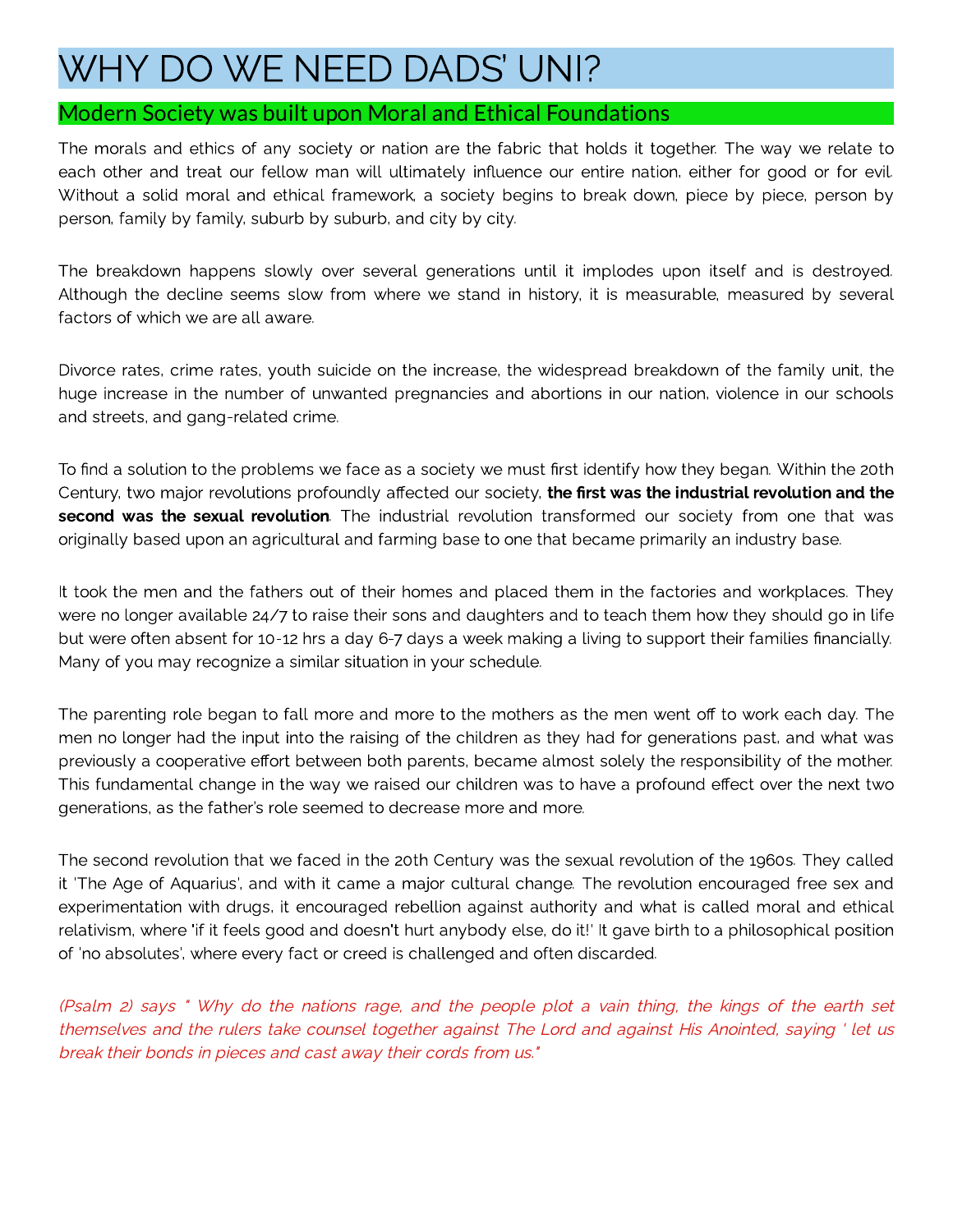# WHY DO WE NEED DADS' UNI?

## Modern Society was built upon Moral and Ethical Foundations

The morals and ethics of any society or nation are the fabric that holds it together. The way we relate to each other and treat our fellow man will ultimately influence our entire nation, either for good or for evil. Without a solid moral and ethical framework, a society begins to break down, piece by piece, person by person, family by family, suburb by suburb, and city by city.

The breakdown happens slowly over several generations until it implodes upon itself and is destroyed. Although the decline seems slow from where we stand in history, it is measurable, measured by several factors of which we are all aware.

Divorce rates, crime rates, youth suicide on the increase, the widespread breakdown of the family unit, the huge increase in the number of unwanted pregnancies and abortions in our nation, violence in our schools and streets, and gang-related crime.

To find a solution to the problems we face as a society we must first identify how they began. Within the 20th Century, two major revolutions profoundly affected our society, **the first was the industrial revolution and the second was the sexual revolution**. The industrial revolution transformed our society from one that was originally based upon an agricultural and farming base to one that became primarily an industry base.

It took the men and the fathers out of their homes and placed them in the factories and workplaces. They were no longer available 24/7 to raise their sons and daughters and to teach them how they should go in life but were often absent for 10-12 hrs a day 6-7 days a week making a living to support their families financially. Many of you may recognize a similar situation in your schedule.

The parenting role began to fall more and more to the mothers as the men went off to work each day. The men no longer had the input into the raising of the children as they had for generations past, and what was previously a cooperative effort between both parents, became almost solely the responsibility of the mother. This fundamental change in the way we raised our children was to have a profound effect over the next two generations, as the father's role seemed to decrease more and more.

The second revolution that we faced in the 20th Century was the sexual revolution of the 1960s. They called it 'The Age of Aquarius', and with it came a major cultural change. The revolution encouraged free sex and experimentation with drugs, it encouraged rebellion against authority and what is called moral and ethical relativism, where 'if it feels good and doesn't hurt anybody else, do it!' It gave birth to a philosophical position of 'no absolutes', where every fact or creed is challenged and often discarded.

*(Psalm 2) says " Why do the nations rage, and the people plot a vain thing, the kings of the earth set themselves and the rulers take counsel together against The Lord and against His Anointed, saying ' let us break their bonds in pieces and cast away their cords from us."*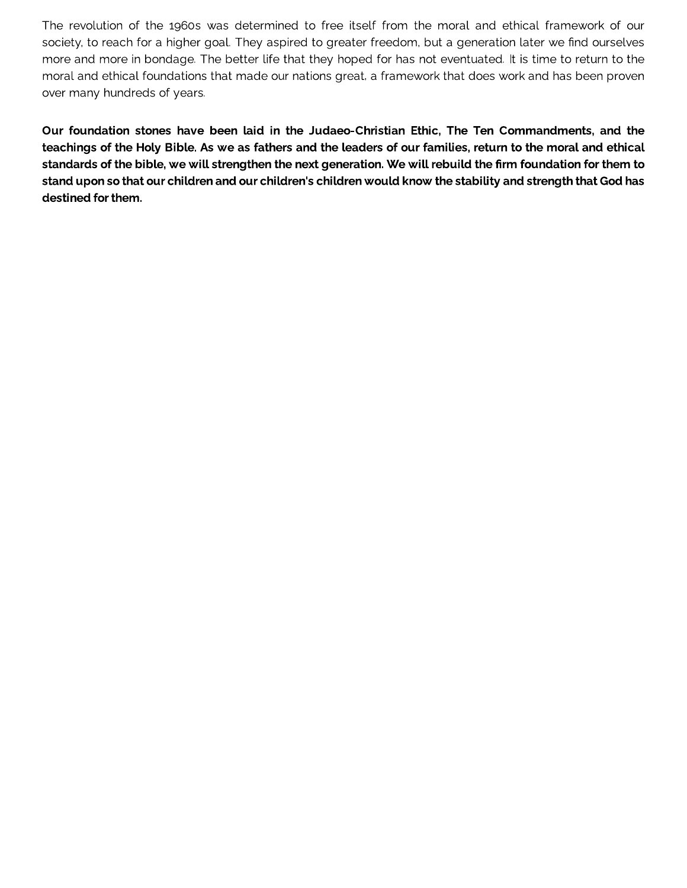The revolution of the 1960s was determined to free itself from the moral and ethical framework of our society, to reach for a higher goal. They aspired to greater freedom, but a generation later we find ourselves more and more in bondage. The better life that they hoped for has not eventuated. It is time to return to the moral and ethical foundations that made our nations great, a framework that does work and has been proven over many hundreds of years.

**Our foundation stones have been laid in the Judaeo-Christian Ethic, The Ten Commandments, and the teachings of the Holy Bible. As we as fathers and the leaders of our families, return to the moral and ethical standards of the bible, we will strengthen the next generation. We will rebuild the firm foundation for them to stand upon so that our children and our children's children would know the stability and strength that God has destined for them.**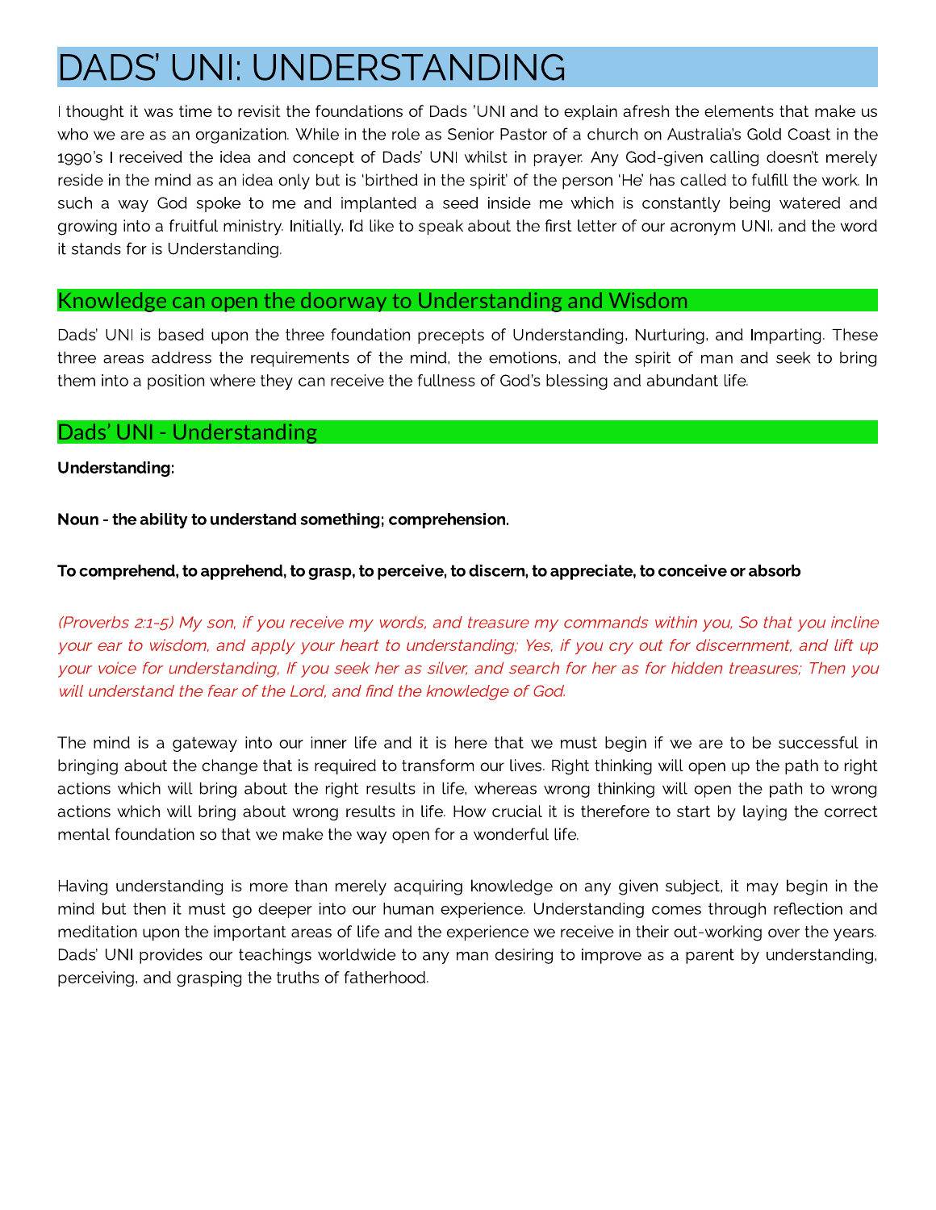# DADS' UNI: UNDERSTANDING

I thought it was time to revisit the foundations of Dads 'UNI and to explain afresh the elements that make us who we are as an organization. While in the role as Senior Pastor of a church on Australia's Gold Coast in the 1990's I received the idea and concept of Dads' UNI whilst in prayer. Any God-given calling doesn't merely reside in the mind as an idea only but is 'birthed in the spirit' of the person 'He' has called to fulfill the work. In such a way God spoke to me and implanted a seed inside me which is constantly being watered and growing into a fruitful ministry. Initially, I'd like to speak about the first letter of our acronym UNI, and the word it stands for is Understanding.

## Knowledge can open the doorway to Understanding and Wisdom

Dads' UNI is based upon the three foundation precepts of Understanding, Nurturing, and Imparting. These three areas address the requirements of the mind, the emotions, and the spirit of man and seek to bring them into a position where they can receive the fullness of God's blessing and abundant life.

## Dads' UNI - Understanding

**Understanding:**

**Noun - the ability to understand something; comprehension.**

**To comprehend, to apprehend, to grasp, to perceive, to discern, to appreciate, to conceive or absorb**

*(Proverbs 2:1-5) My son, if you receive my words, and treasure my commands within you, So that you incline your ear to wisdom, and apply your heart to understanding; Yes, if you cry out for discernment, and lift up your voice for understanding, If you seek her as silver, and search for her as for hidden treasures; Then you will understand the fear of the Lord, and find the knowledge of God.*

The mind is a gateway into our inner life and it is here that we must begin if we are to be successful in bringing about the change that is required to transform our lives. Right thinking will open up the path to right actions which will bring about the right results in life, whereas wrong thinking will open the path to wrong actions which will bring about wrong results in life. How crucial it is therefore to start by laying the correct mental foundation so that we make the way open for a wonderful life.

Having understanding is more than merely acquiring knowledge on any given subject, it may begin in the mind but then it must go deeper into our human experience. Understanding comes through reflection and meditation upon the important areas of life and the experience we receive in their out-working over the years. Dads' UNI provides our teachings worldwide to any man desiring to improve as a parent by understanding, perceiving, and grasping the truths of fatherhood.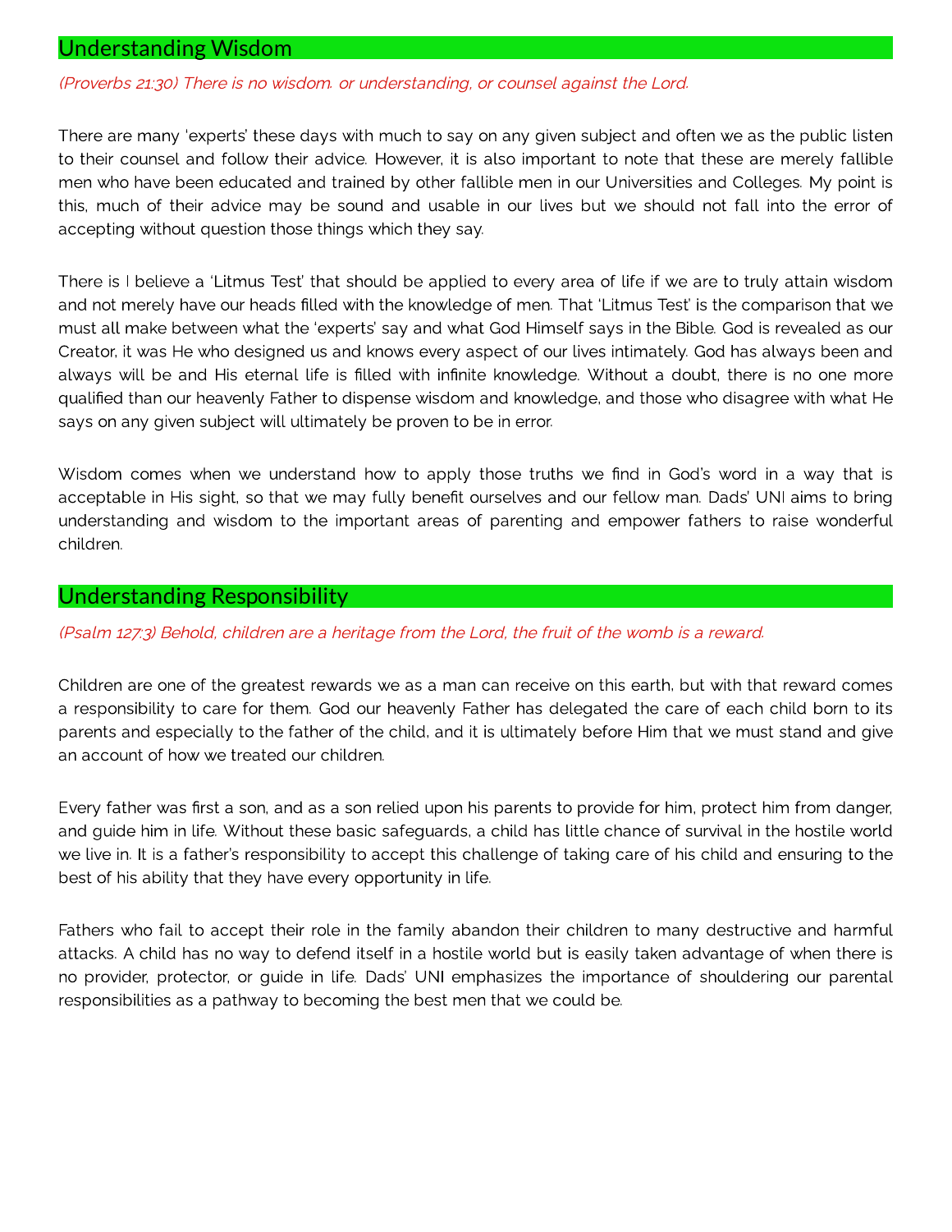## Understanding Wisdom

*(Proverbs 21:30) There is no wisdom. or understanding, or counsel against the Lord.*

There are many 'experts' these days with much to say on any given subject and often we as the public listen to their counsel and follow their advice. However, it is also important to note that these are merely fallible men who have been educated and trained by other fallible men in our Universities and Colleges. My point is this, much of their advice may be sound and usable in our lives but we should not fall into the error of accepting without question those things which they say.

There is I believe a 'Litmus Test' that should be applied to every area of life if we are to truly attain wisdom and not merely have our heads filled with the knowledge of men. That 'Litmus Test' is the comparison that we must all make between what the 'experts' say and what God Himself says in the Bible. God is revealed as our Creator, it was He who designed us and knows every aspect of our lives intimately. God has always been and always will be and His eternal life is filled with infinite knowledge. Without a doubt, there is no one more qualified than our heavenly Father to dispense wisdom and knowledge, and those who disagree with what He says on any given subject will ultimately be proven to be in error.

Wisdom comes when we understand how to apply those truths we find in God's word in a way that is acceptable in His sight, so that we may fully benefit ourselves and our fellow man. Dads' UNI aims to bring understanding and wisdom to the important areas of parenting and empower fathers to raise wonderful children.

## Understanding Responsibility

*(Psalm 127:3) Behold, children are a heritage from the Lord, the fruit of the womb is a reward.*

Children are one of the greatest rewards we as a man can receive on this earth, but with that reward comes a responsibility to care for them. God our heavenly Father has delegated the care of each child born to its parents and especially to the father of the child, and it is ultimately before Him that we must stand and give an account of how we treated our children.

Every father was first a son, and as a son relied upon his parents to provide for him, protect him from danger, and guide him in life. Without these basic safeguards, a child has little chance of survival in the hostile world we live in. It is a father's responsibility to accept this challenge of taking care of his child and ensuring to the best of his ability that they have every opportunity in life.

Fathers who fail to accept their role in the family abandon their children to many destructive and harmful attacks. A child has no way to defend itself in a hostile world but is easily taken advantage of when there is no provider, protector, or guide in life. Dads' UNI emphasizes the importance of shouldering our parental responsibilities as a pathway to becoming the best men that we could be.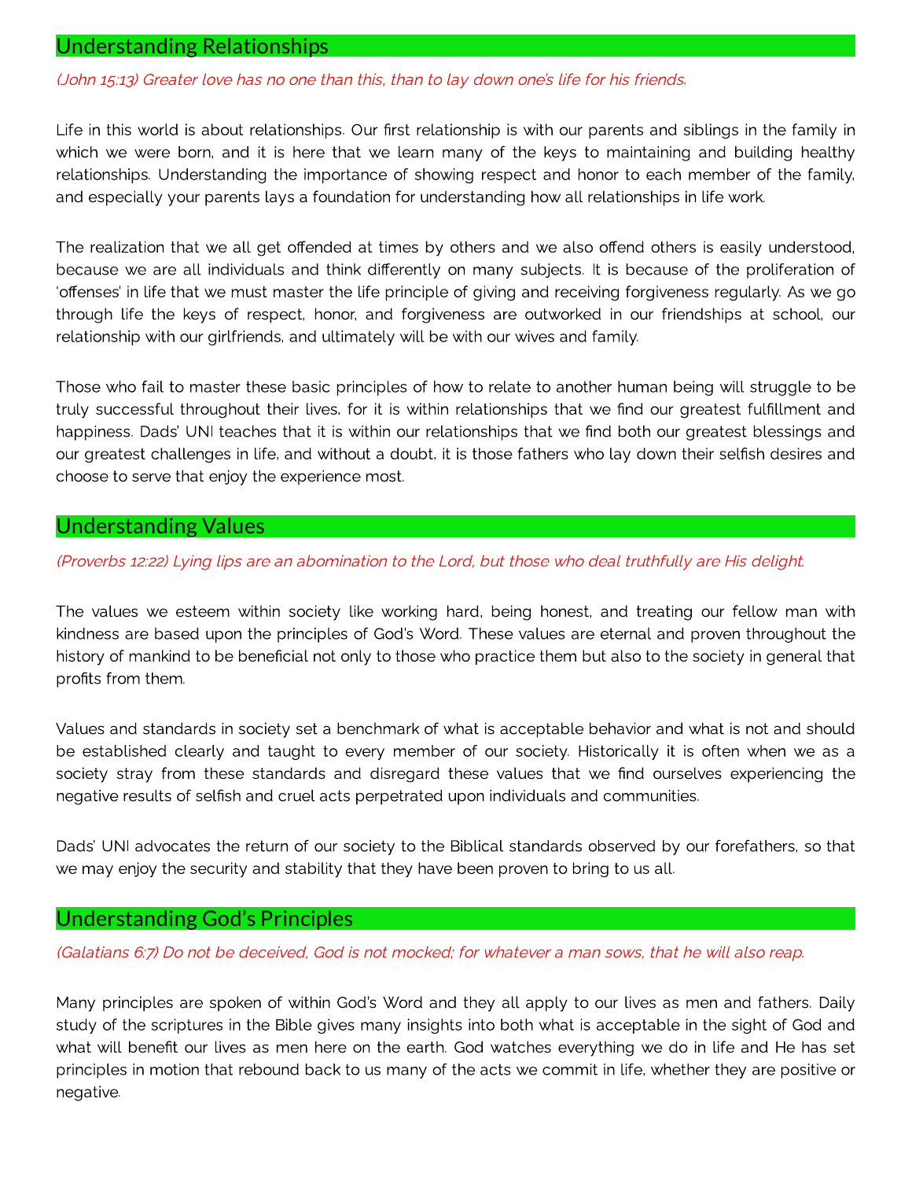## Understanding Relationships

*(John 15:13) Greater love has no one than this, than to lay down one's life for his friends.*

Life in this world is about relationships. Our first relationship is with our parents and siblings in the family in which we were born, and it is here that we learn many of the keys to maintaining and building healthy relationships. Understanding the importance of showing respect and honor to each member of the family, and especially your parents lays a foundation for understanding how all relationships in life work.

The realization that we all get offended at times by others and we also offend others is easily understood, because we are all individuals and think differently on many subjects. It is because of the proliferation of 'offenses' in life that we must master the life principle of giving and receiving forgiveness regularly. As we go through life the keys of respect, honor, and forgiveness are outworked in our friendships at school, our relationship with our girlfriends, and ultimately will be with our wives and family.

Those who fail to master these basic principles of how to relate to another human being will struggle to be truly successful throughout their lives, for it is within relationships that we find our greatest fulfillment and happiness. Dads' UNI teaches that it is within our relationships that we find both our greatest blessings and our greatest challenges in life, and without a doubt, it is those fathers who lay down their selfish desires and choose to serve that enjoy the experience most.

## Understanding Values

*(Proverbs 12:22) Lying lips are an abomination to the Lord, but those who deal truthfully are His delight.*

The values we esteem within society like working hard, being honest, and treating our fellow man with kindness are based upon the principles of God's Word. These values are eternal and proven throughout the history of mankind to be beneficial not only to those who practice them but also to the society in general that profits from them.

Values and standards in society set a benchmark of what is acceptable behavior and what is not and should be established clearly and taught to every member of our society. Historically it is often when we as a society stray from these standards and disregard these values that we find ourselves experiencing the negative results of selfish and cruel acts perpetrated upon individuals and communities.

Dads' UNI advocates the return of our society to the Biblical standards observed by our forefathers, so that we may enjoy the security and stability that they have been proven to bring to us all.

## Understanding God's Principles

*(Galatians 6:7) Do not be deceived, God is not mocked; for whatever a man sows, that he will also reap.*

Many principles are spoken of within God's Word and they all apply to our lives as men and fathers. Daily study of the scriptures in the Bible gives many insights into both what is acceptable in the sight of God and what will benefit our lives as men here on the earth. God watches everything we do in life and He has set principles in motion that rebound back to us many of the acts we commit in life, whether they are positive or negative.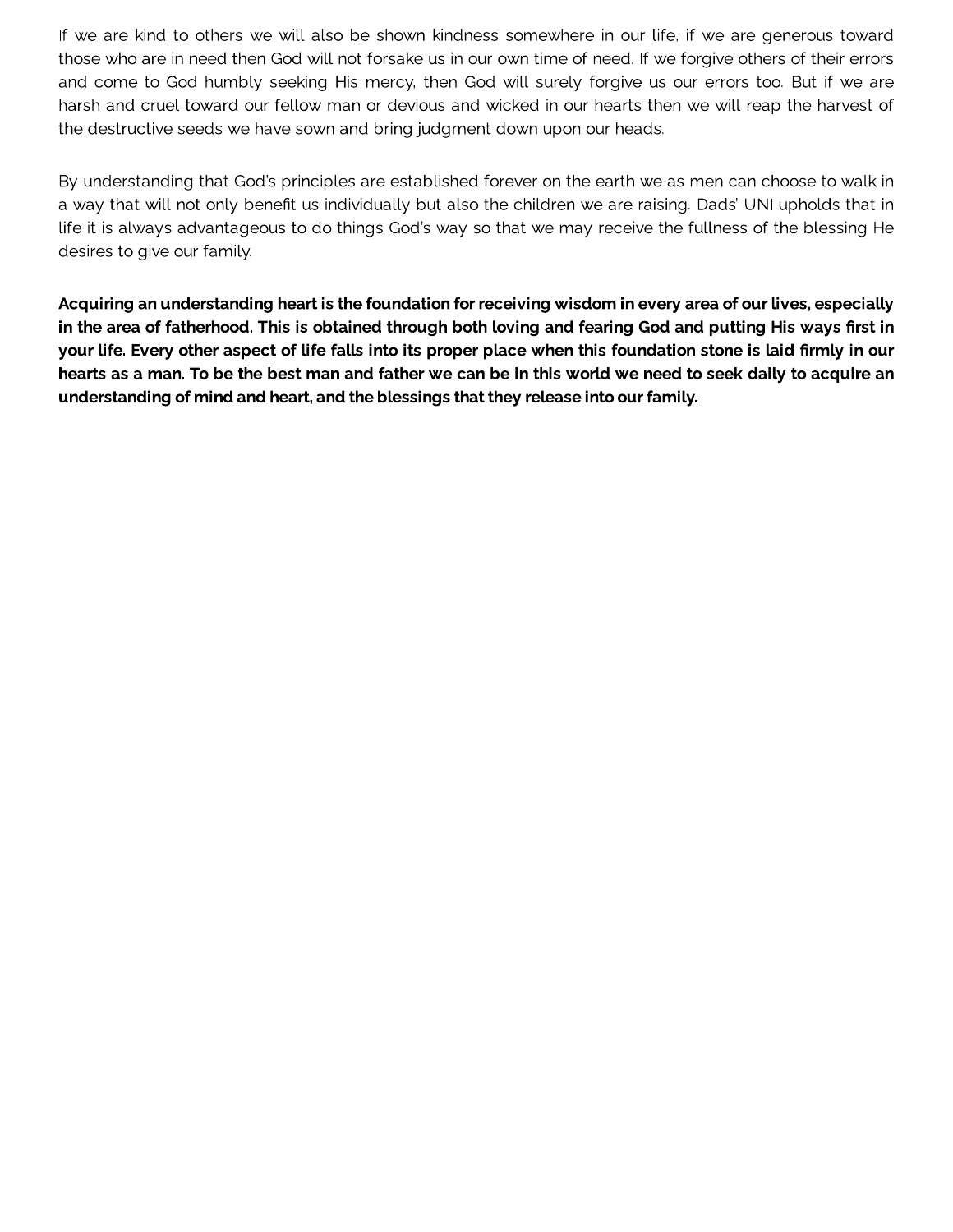If we are kind to others we will also be shown kindness somewhere in our life, if we are generous toward those who are in need then God will not forsake us in our own time of need. If we forgive others of their errors and come to God humbly seeking His mercy, then God will surely forgive us our errors too. But if we are harsh and cruel toward our fellow man or devious and wicked in our hearts then we will reap the harvest of the destructive seeds we have sown and bring judgment down upon our heads.

By understanding that God's principles are established forever on the earth we as men can choose to walk in a way that will not only benefit us individually but also the children we are raising. Dads' UNI upholds that in life it is always advantageous to do things God's way so that we may receive the fullness of the blessing He desires to give our family.

**Acquiring an understanding heart is the foundation for receiving wisdom in every area of our lives, especially in the area of fatherhood. This is obtained through both loving and fearing God and putting His ways first in your life. Every other aspect of life falls into its proper place when this foundation stone is laid firmly in our hearts as a man. To be the best man and father we can be in this world we need to seek daily to acquire an understanding of mind and heart, and the blessings that they release into our family.**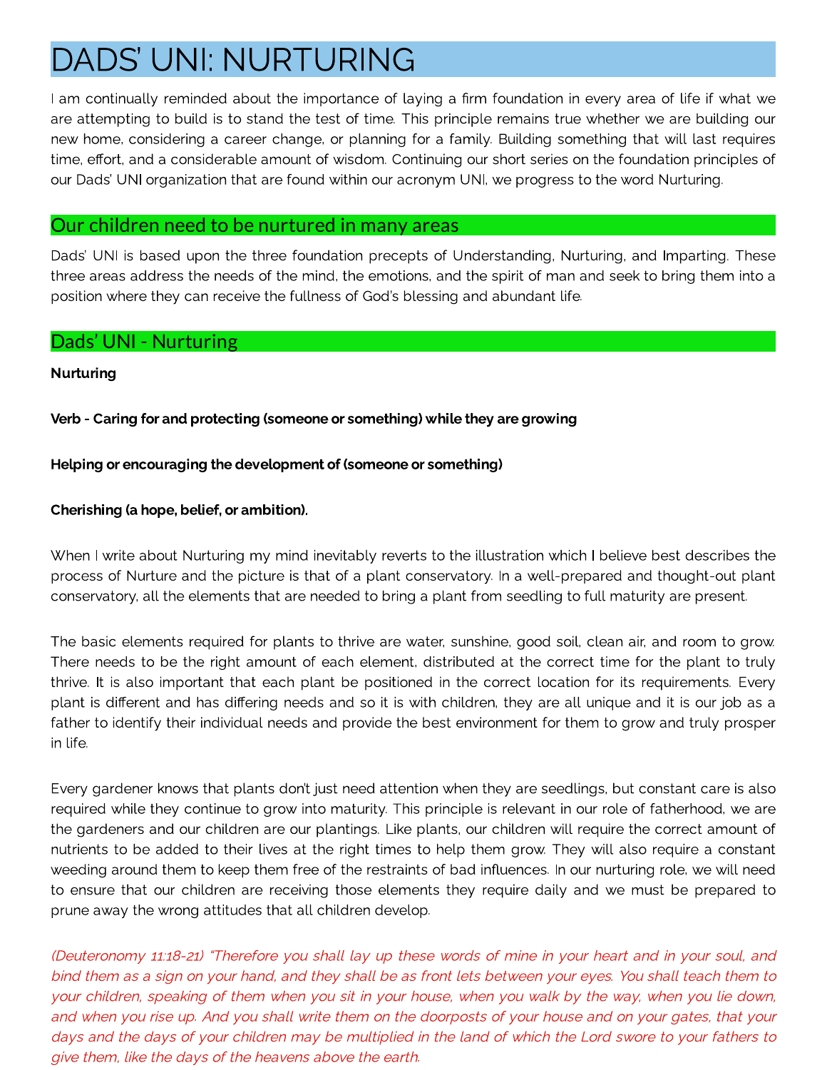# DADS' UNI: NURTURING

I am continually reminded about the importance of laying a firm foundation in every area of life if what we are attempting to build is to stand the test of time. This principle remains true whether we are building our new home, considering a career change, or planning for a family. Building something that will last requires time, effort, and a considerable amount of wisdom. Continuing our short series on the foundation principles of our Dads' UNI organization that are found within our acronym UNI, we progress to the word Nurturing.

## Our children need to be nurtured in many areas

Dads' UNI is based upon the three foundation precepts of Understanding, Nurturing, and Imparting. These three areas address the needs of the mind, the emotions, and the spirit of man and seek to bring them into a position where they can receive the fullness of God's blessing and abundant life.

## Dads' UNI - Nurturing

**Nurturing**

**Verb - Caring for and protecting (someone or something) while they are growing**

**Helping or encouraging the development of (someone or something)**

**Cherishing (a hope, belief, or ambition).**

When I write about Nurturing my mind inevitably reverts to the illustration which I believe best describes the process of Nurture and the picture is that of a plant conservatory. In a well-prepared and thought-out plant conservatory, all the elements that are needed to bring a plant from seedling to full maturity are present.

The basic elements required for plants to thrive are water, sunshine, good soil, clean air, and room to grow. There needs to be the right amount of each element, distributed at the correct time for the plant to truly thrive. It is also important that each plant be positioned in the correct location for its requirements. Every plant is different and has differing needs and so it is with children, they are all unique and it is our job as a father to identify their individual needs and provide the best environment for them to grow and truly prosper in life.

Every gardener knows that plants don't just need attention when they are seedlings, but constant care is also required while they continue to grow into maturity. This principle is relevant in our role of fatherhood, we are the gardeners and our children are our plantings. Like plants, our children will require the correct amount of nutrients to be added to their lives at the right times to help them grow. They will also require a constant weeding around them to keep them free of the restraints of bad influences. In our nurturing role, we will need to ensure that our children are receiving those elements they require daily and we must be prepared to prune away the wrong attitudes that all children develop.

*(Deuteronomy 11:18-21) "Therefore you shall lay up these words of mine in your heart and in your soul, and bind them as a sign on your hand, and they shall be as front lets between your eyes. You shall teach them to your children, speaking of them when you sit in your house, when you walk by the way, when you lie down, and when you rise up. And you shall write them on the doorposts of your house and on your gates, that your days and the days of your children may be multiplied in the land of which the Lord swore to your fathers to give them, like the days of the heavens above the earth.*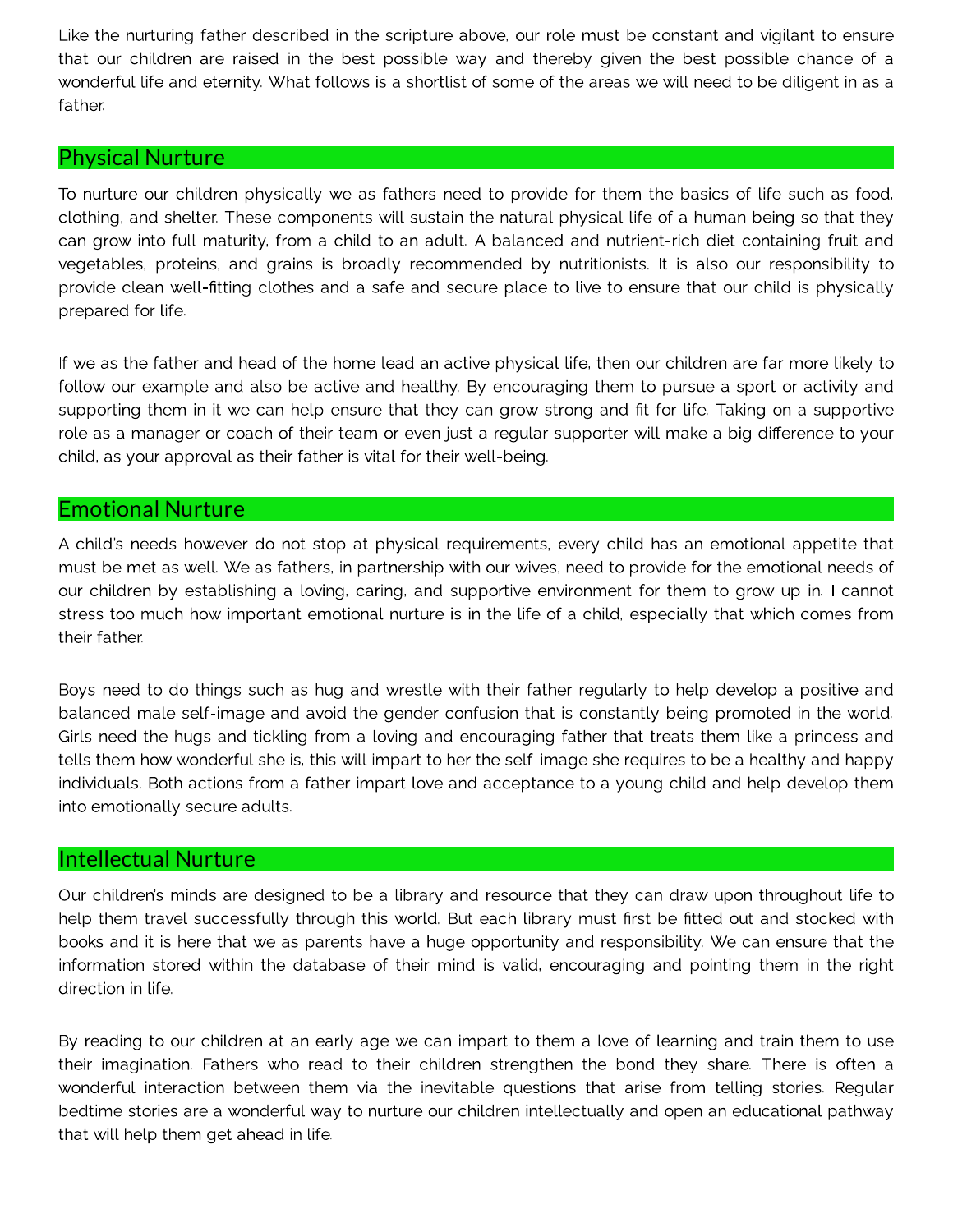Like the nurturing father described in the scripture above, our role must be constant and vigilant to ensure that our children are raised in the best possible way and thereby given the best possible chance of a wonderful life and eternity. What follows is a shortlist of some of the areas we will need to be diligent in as a father.

## Physical Nurture

To nurture our children physically we as fathers need to provide for them the basics of life such as food, clothing, and shelter. These components will sustain the natural physical life of a human being so that they can grow into full maturity, from a child to an adult. A balanced and nutrient-rich diet containing fruit and vegetables, proteins, and grains is broadly recommended by nutritionists. It is also our responsibility to provide clean well-fitting clothes and a safe and secure place to live to ensure that our child is physically prepared for life.

If we as the father and head of the home lead an active physical life, then our children are far more likely to follow our example and also be active and healthy. By encouraging them to pursue a sport or activity and supporting them in it we can help ensure that they can grow strong and fit for life. Taking on a supportive role as a manager or coach of their team or even just a regular supporter will make a big difference to your child, as your approval as their father is vital for their well-being.

## Emotional Nurture

A child's needs however do not stop at physical requirements, every child has an emotional appetite that must be met as well. We as fathers, in partnership with our wives, need to provide for the emotional needs of our children by establishing a loving, caring, and supportive environment for them to grow up in. I cannot stress too much how important emotional nurture is in the life of a child, especially that which comes from their father.

Boys need to do things such as hug and wrestle with their father regularly to help develop a positive and balanced male self-image and avoid the gender confusion that is constantly being promoted in the world. Girls need the hugs and tickling from a loving and encouraging father that treats them like a princess and tells them how wonderful she is, this will impart to her the self-image she requires to be a healthy and happy individuals. Both actions from a father impart love and acceptance to a young child and help develop them into emotionally secure adults.

## Intellectual Nurture

Our children's minds are designed to be a library and resource that they can draw upon throughout life to help them travel successfully through this world. But each library must first be fitted out and stocked with books and it is here that we as parents have a huge opportunity and responsibility. We can ensure that the information stored within the database of their mind is valid, encouraging and pointing them in the right direction in life.

By reading to our children at an early age we can impart to them a love of learning and train them to use their imagination. Fathers who read to their children strengthen the bond they share. There is often a wonderful interaction between them via the inevitable questions that arise from telling stories. Regular bedtime stories are a wonderful way to nurture our children intellectually and open an educational pathway that will help them get ahead in life.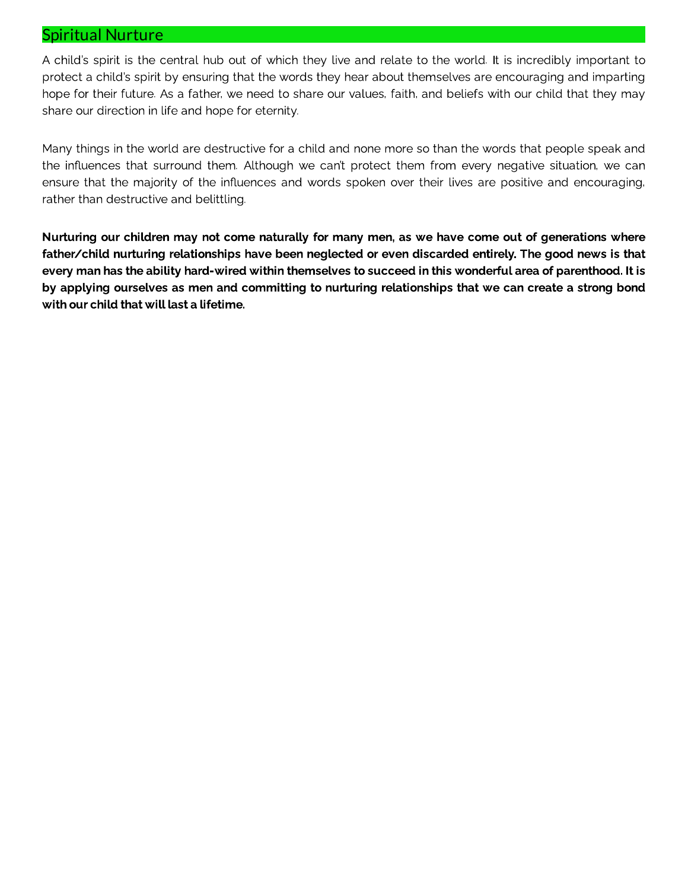## Spiritual Nurture

A child's spirit is the central hub out of which they live and relate to the world. It is incredibly important to protect a child's spirit by ensuring that the words they hear about themselves are encouraging and imparting hope for their future. As a father, we need to share our values, faith, and beliefs with our child that they may share our direction in life and hope for eternity.

Many things in the world are destructive for a child and none more so than the words that people speak and the influences that surround them. Although we can't protect them from every negative situation, we can ensure that the majority of the influences and words spoken over their lives are positive and encouraging, rather than destructive and belittling.

**Nurturing our children may not come naturally for many men, as we have come out of generations where father/child nurturing relationships have been neglected or even discarded entirely. The good news is that every man has the ability hard-wired within themselves to succeed in this wonderful area of parenthood. It is by applying ourselves as men and committing to nurturing relationships that we can create a strong bond with our child that will last a lifetime.**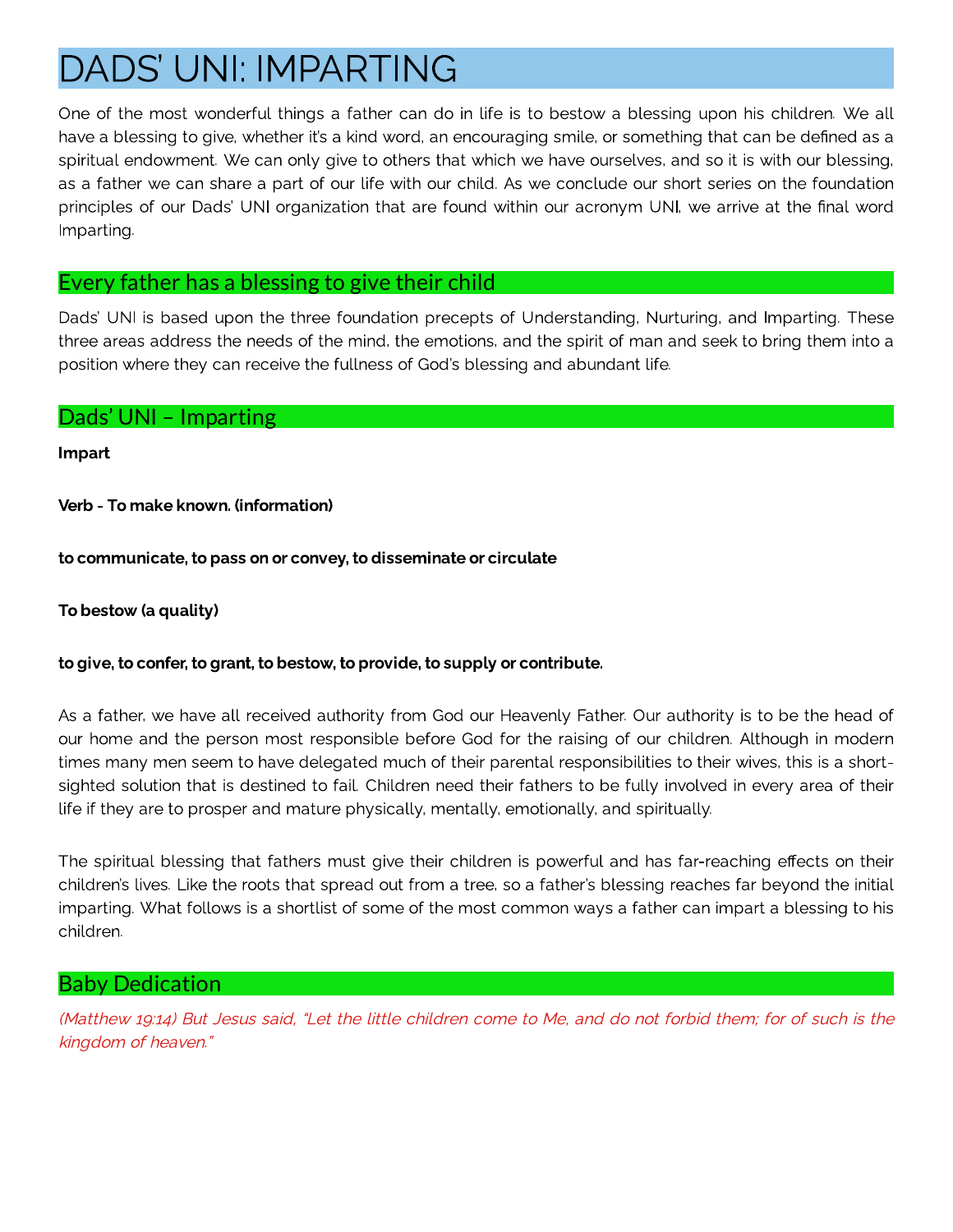# DADS' UNI: IMPARTING

One of the most wonderful things a father can do in life is to bestow a blessing upon his children. We all have a blessing to give, whether it's a kind word, an encouraging smile, or something that can be defined as a spiritual endowment. We can only give to others that which we have ourselves, and so it is with our blessing, as a father we can share a part of our life with our child. As we conclude our short series on the foundation principles of our Dads' UNI organization that are found within our acronym UNI, we arrive at the final word Imparting.

## Every father has a blessing to give their child

Dads' UNI is based upon the three foundation precepts of Understanding, Nurturing, and Imparting. These three areas address the needs of the mind, the emotions, and the spirit of man and seek to bring them into a position where they can receive the fullness of God's blessing and abundant life.

## Dads' UNI – Imparting

**Impart**

**Verb - To make known. (information)**

**to communicate, to pass on or convey, to disseminate or circulate**

**To bestow (a quality)**

**to give, to confer, to grant, to bestow, to provide, to supply or contribute.**

As a father, we have all received authority from God our Heavenly Father. Our authority is to be the head of our home and the person most responsible before God for the raising of our children. Although in modern times many men seem to have delegated much of their parental responsibilities to their wives, this is a short-sighted solution that is destined to fail. Children need their fathers to be fully involved in every area of their life if they are to prosper and mature physically, mentally, emotionally, and spiritually.

The spiritual blessing that fathers must give their children is powerful and has far-reaching effects on their children's lives. Like the roots that spread out from a tree, so a father's blessing reaches far beyond the initial imparting. What follows is a shortlist of some of the most common ways a father can impart a blessing to his children.

## Baby Dedication

*(Matthew 19:14) But Jesus said, "Let the little children come to Me, and do not forbid them; for of such is the kingdom of heaven."*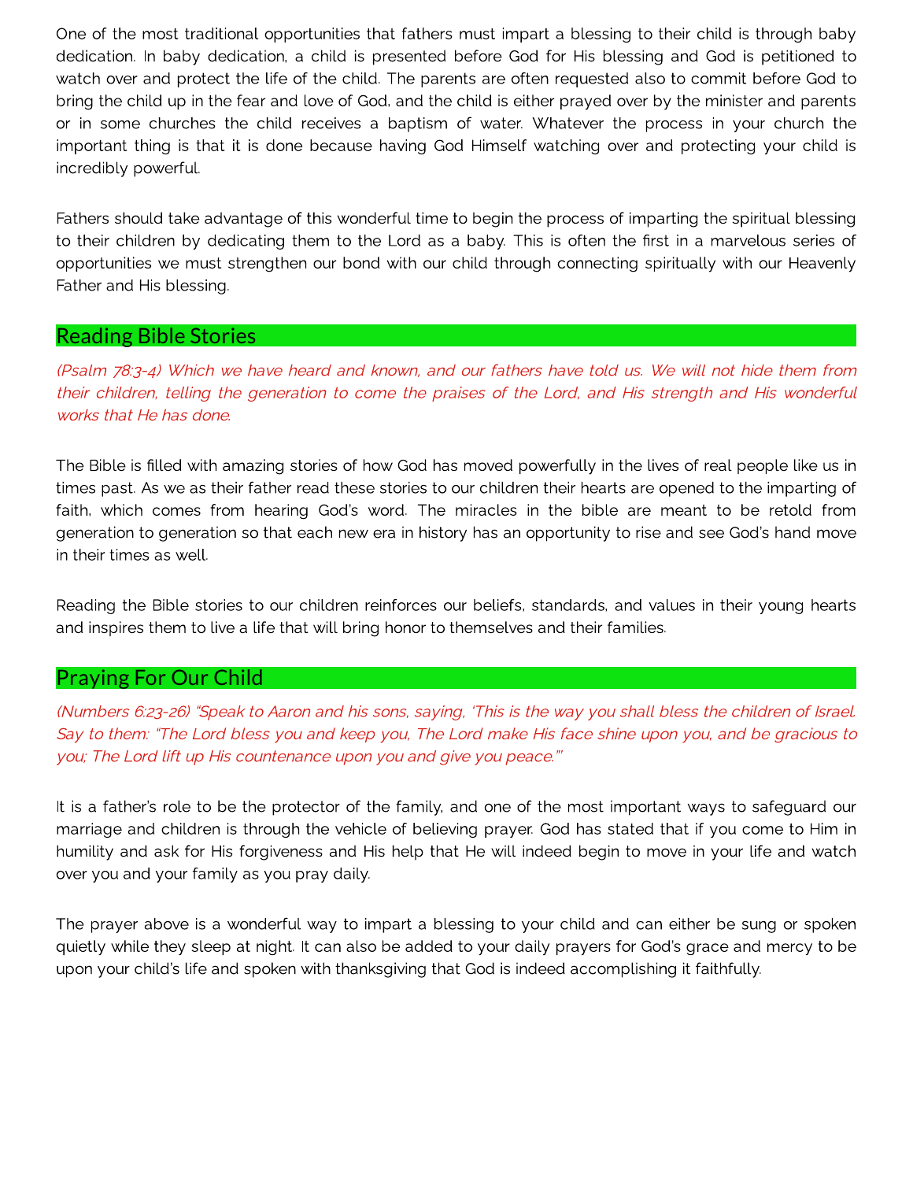One of the most traditional opportunities that fathers must impart a blessing to their child is through baby dedication. In baby dedication, a child is presented before God for His blessing and God is petitioned to watch over and protect the life of the child. The parents are often requested also to commit before God to bring the child up in the fear and love of God, and the child is either prayed over by the minister and parents or in some churches the child receives a baptism of water. Whatever the process in your church the important thing is that it is done because having God Himself watching over and protecting your child is incredibly powerful.

Fathers should take advantage of this wonderful time to begin the process of imparting the spiritual blessing to their children by dedicating them to the Lord as a baby. This is often the first in a marvelous series of opportunities we must strengthen our bond with our child through connecting spiritually with our Heavenly Father and His blessing.

## Reading Bible Stories

*(Psalm 78:3-4) Which we have heard and known, and our fathers have told us. We will not hide them from their children, telling the generation to come the praises of the Lord, and His strength and His wonderful works that He has done.*

The Bible is filled with amazing stories of how God has moved powerfully in the lives of real people like us in times past. As we as their father read these stories to our children their hearts are opened to the imparting of faith, which comes from hearing God's word. The miracles in the bible are meant to be retold from generation to generation so that each new era in history has an opportunity to rise and see God's hand move in their times as well.

Reading the Bible stories to our children reinforces our beliefs, standards, and values in their young hearts and inspires them to live a life that will bring honor to themselves and their families.

## Praying For Our Child

*(Numbers 6:23-26) "Speak to Aaron and his sons, saying, 'This is the way you shall bless the children of Israel. Say to them: "The Lord bless you and keep you, The Lord make His face shine upon you, and be gracious to you; The Lord lift up His countenance upon you and give you peace."'*

It is a father's role to be the protector of the family, and one of the most important ways to safeguard our marriage and children is through the vehicle of believing prayer. God has stated that if you come to Him in humility and ask for His forgiveness and His help that He will indeed begin to move in your life and watch over you and your family as you pray daily.

The prayer above is a wonderful way to impart a blessing to your child and can either be sung or spoken quietly while they sleep at night. It can also be added to your daily prayers for God's grace and mercy to be upon your child's life and spoken with thanksgiving that God is indeed accomplishing it faithfully.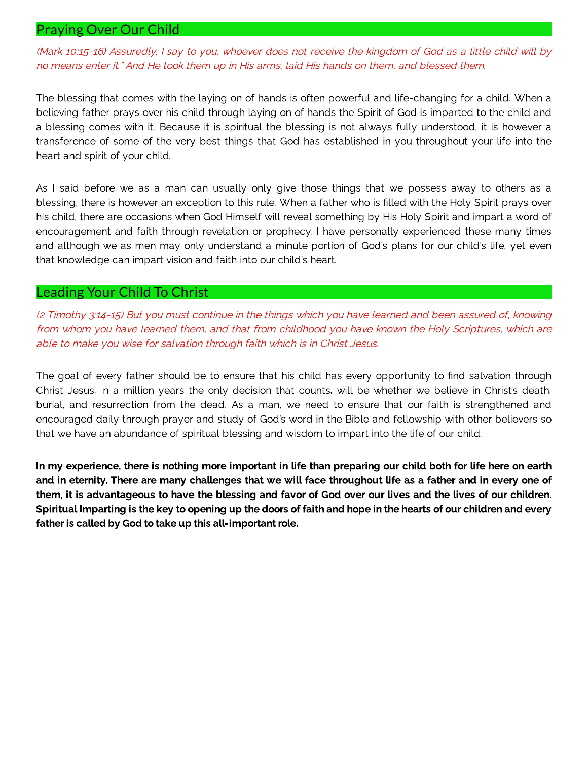## Praying Over Our Child

*(Mark 10:15-16) Assuredly, I say to you, whoever does not receive the kingdom of God as a little child will by no means enter it." And He took them up in His arms, laid His hands on them, and blessed them.*

The blessing that comes with the laying on of hands is often powerful and life-changing for a child. When a believing father prays over his child through laying on of hands the Spirit of God is imparted to the child and a blessing comes with it. Because it is spiritual the blessing is not always fully understood, it is however a transference of some of the very best things that God has established in you throughout your life into the heart and spirit of your child.

As I said before we as a man can usually only give those things that we possess away to others as a blessing, there is however an exception to this rule. When a father who is filled with the Holy Spirit prays over his child, there are occasions when God Himself will reveal something by His Holy Spirit and impart a word of encouragement and faith through revelation or prophecy. I have personally experienced these many times and although we as men may only understand a minute portion of God's plans for our child's life, yet even that knowledge can impart vision and faith into our child's heart.

## Leading Your Child To Christ

*(2 Timothy 3:14-15) But you must continue in the things which you have learned and been assured of, knowing from whom you have learned them, and that from childhood you have known the Holy Scriptures, which are able to make you wise for salvation through faith which is in Christ Jesus.*

The goal of every father should be to ensure that his child has every opportunity to find salvation through Christ Jesus. In a million years the only decision that counts, will be whether we believe in Christ's death, burial, and resurrection from the dead. As a man, we need to ensure that our faith is strengthened and encouraged daily through prayer and study of God's word in the Bible and fellowship with other believers so that we have an abundance of spiritual blessing and wisdom to impart into the life of our child.

**In my experience, there is nothing more important in life than preparing our child both for life here on earth and in eternity. There are many challenges that we will face throughout life as a father and in every one of them, it is advantageous to have the blessing and favor of God over our lives and the lives of our children. Spiritual Imparting is the key to opening up the doors of faith and hope in the hearts of our children and every father is called by God to take up this all-important role.**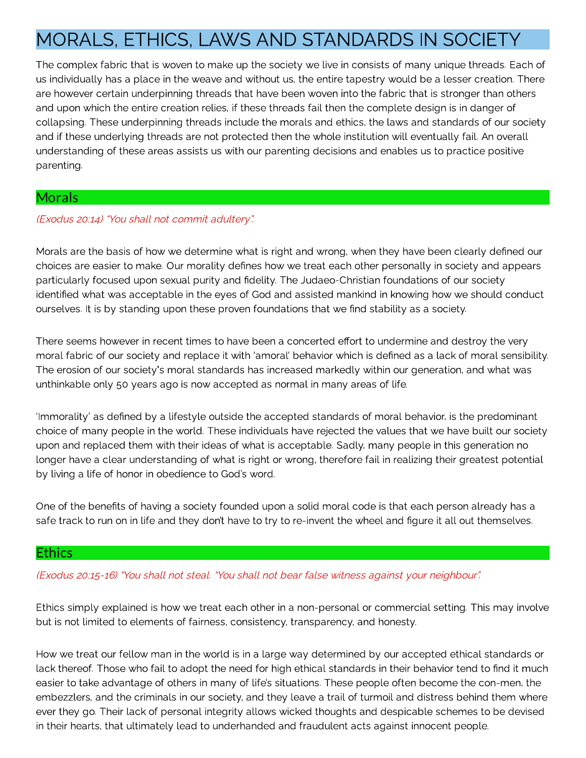# MORALS, ETHICS, LAWS AND STANDARDS IN SOCIETY

The complex fabric that is woven to make up the society we live in consists of many unique threads. Each of us individually has a place in the weave and without us, the entire tapestry would be a lesser creation. There are however certain underpinning threads that have been woven into the fabric that is stronger than others and upon which the entire creation relies, if these threads fail then the complete design is in danger of collapsing. These underpinning threads include the morals and ethics, the laws and standards of our society and if these underlying threads are not protected then the whole institution will eventually fail. An overall understanding of these areas assists us with our parenting decisions and enables us to practice positive parenting.

## Morals

*(Exodus 20:14) "You shall not commit adultery".*

Morals are the basis of how we determine what is right and wrong, when they have been clearly defined our choices are easier to make. Our morality defines how we treat each other personally in society and appears particularly focused upon sexual purity and fidelity. The Judaeo-Christian foundations of our society identified what was acceptable in the eyes of God and assisted mankind in knowing how we should conduct ourselves. It is by standing upon these proven foundations that we find stability as a society.

There seems however in recent times to have been a concerted effort to undermine and destroy the very moral fabric of our society and replace it with 'amoral' behavior which is defined as a lack of moral sensibility. The erosion of our society's moral standards has increased markedly within our generation, and what was unthinkable only 50 years ago is now accepted as normal in many areas of life.

'Immorality' as defined by a lifestyle outside the accepted standards of moral behavior, is the predominant choice of many people in the world. These individuals have rejected the values that we have built our society upon and replaced them with their ideas of what is acceptable. Sadly, many people in this generation no longer have a clear understanding of what is right or wrong, therefore fail in realizing their greatest potential by living a life of honor in obedience to God's word.

One of the benefits of having a society founded upon a solid moral code is that each person already has a safe track to run on in life and they don't have to try to re-invent the wheel and figure it all out themselves.

## Ethics

*(Exodus 20:15-16) "You shall not steal. "You shall not bear false witness against your neighbour".*

Ethics simply explained is how we treat each other in a non-personal or commercial setting. This may involve but is not limited to elements of fairness, consistency, transparency, and honesty.

How we treat our fellow man in the world is in a large way determined by our accepted ethical standards or lack thereof. Those who fail to adopt the need for high ethical standards in their behavior tend to find it much easier to take advantage of others in many of life's situations. These people often become the con-men, the embezzlers, and the criminals in our society, and they leave a trail of turmoil and distress behind them where ever they go. Their lack of personal integrity allows wicked thoughts and despicable schemes to be devised in their hearts, that ultimately lead to underhanded and fraudulent acts against innocent people.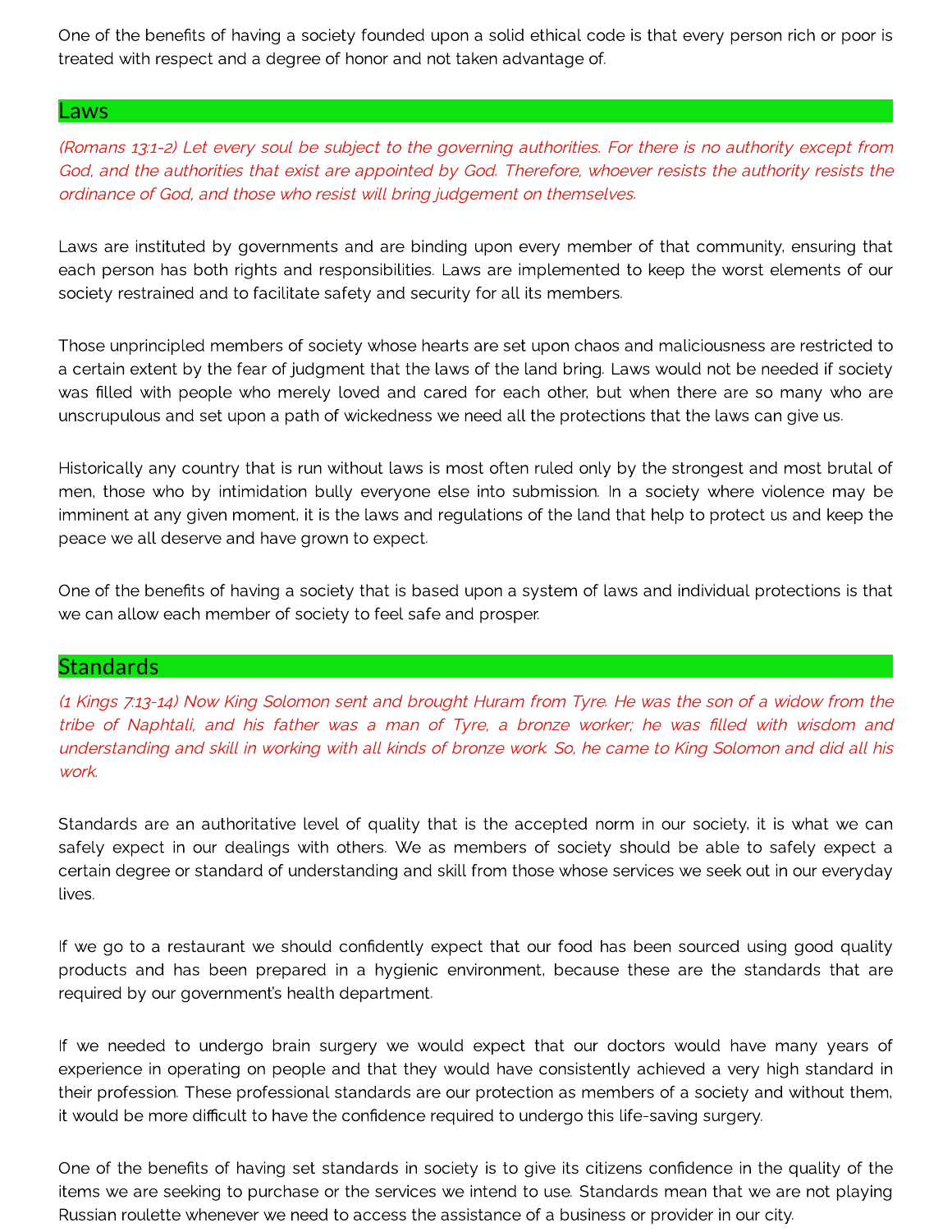One of the benefits of having a society founded upon a solid ethical code is that every person rich or poor is treated with respect and a degree of honor and not taken advantage of.

## Laws

*(Romans 13:1-2) Let every soul be subject to the governing authorities. For there is no authority except from God, and the authorities that exist are appointed by God. Therefore, whoever resists the authority resists the ordinance of God, and those who resist will bring judgement on themselves.*

Laws are instituted by governments and are binding upon every member of that community, ensuring that each person has both rights and responsibilities. Laws are implemented to keep the worst elements of our society restrained and to facilitate safety and security for all its members.

Those unprincipled members of society whose hearts are set upon chaos and maliciousness are restricted to a certain extent by the fear of judgment that the laws of the land bring. Laws would not be needed if society was filled with people who merely loved and cared for each other, but when there are so many who are unscrupulous and set upon a path of wickedness we need all the protections that the laws can give us.

Historically any country that is run without laws is most often ruled only by the strongest and most brutal of men, those who by intimidation bully everyone else into submission. In a society where violence may be imminent at any given moment, it is the laws and regulations of the land that help to protect us and keep the peace we all deserve and have grown to expect.

One of the benefits of having a society that is based upon a system of laws and individual protections is that we can allow each member of society to feel safe and prosper.

## Standards

*(1 Kings 7:13-14) Now King Solomon sent and brought Huram from Tyre. He was the son of a widow from the tribe of Naphtali, and his father was a man of Tyre, a bronze worker; he was filled with wisdom and understanding and skill in working with all kinds of bronze work. So, he came to King Solomon and did all his work.*

Standards are an authoritative level of quality that is the accepted norm in our society, it is what we can safely expect in our dealings with others. We as members of society should be able to safely expect a certain degree or standard of understanding and skill from those whose services we seek out in our everyday lives.

If we go to a restaurant we should confidently expect that our food has been sourced using good quality products and has been prepared in a hygienic environment, because these are the standards that are required by our government's health department.

If we needed to undergo brain surgery we would expect that our doctors would have many years of experience in operating on people and that they would have consistently achieved a very high standard in their profession. These professional standards are our protection as members of a society and without them, it would be more difficult to have the confidence required to undergo this life-saving surgery.

One of the benefits of having set standards in society is to give its citizens confidence in the quality of the items we are seeking to purchase or the services we intend to use. Standards mean that we are not playing Russian roulette whenever we need to access the assistance of a business or provider in our city.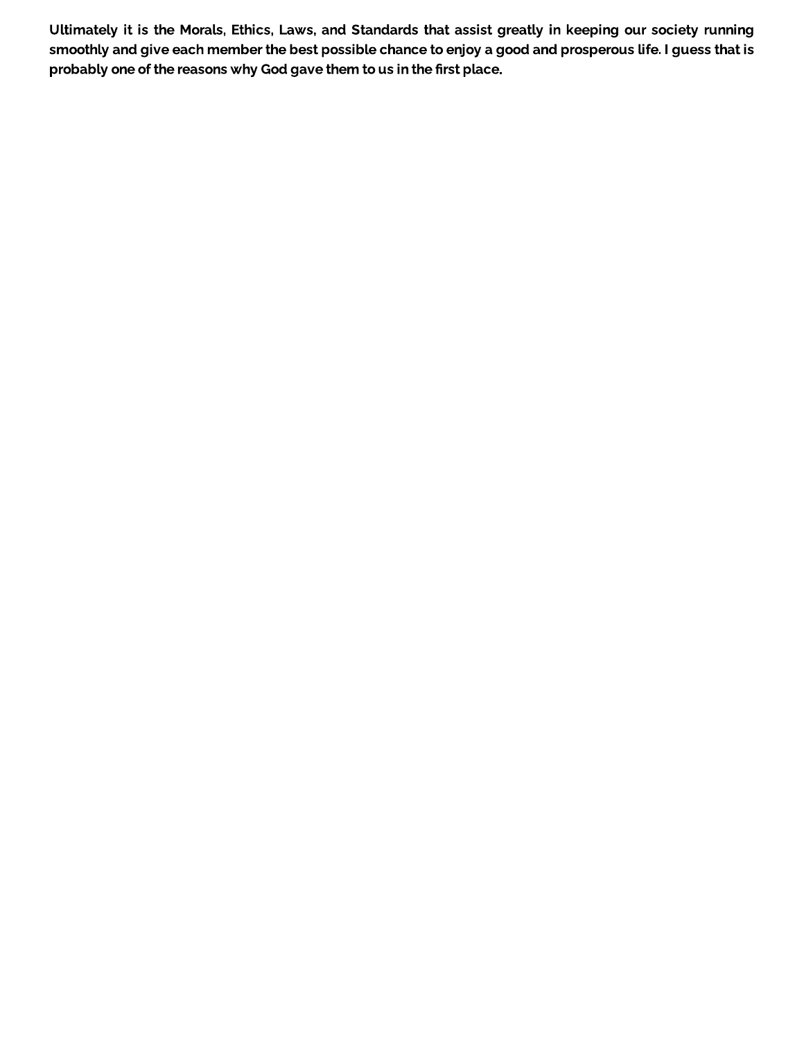**Ultimately it is the Morals, Ethics, Laws, and Standards that assist greatly in keeping our society running smoothly and give each member the best possible chance to enjoy a good and prosperous life. I guess that is probably one of the reasons why God gave them to us in the first place.**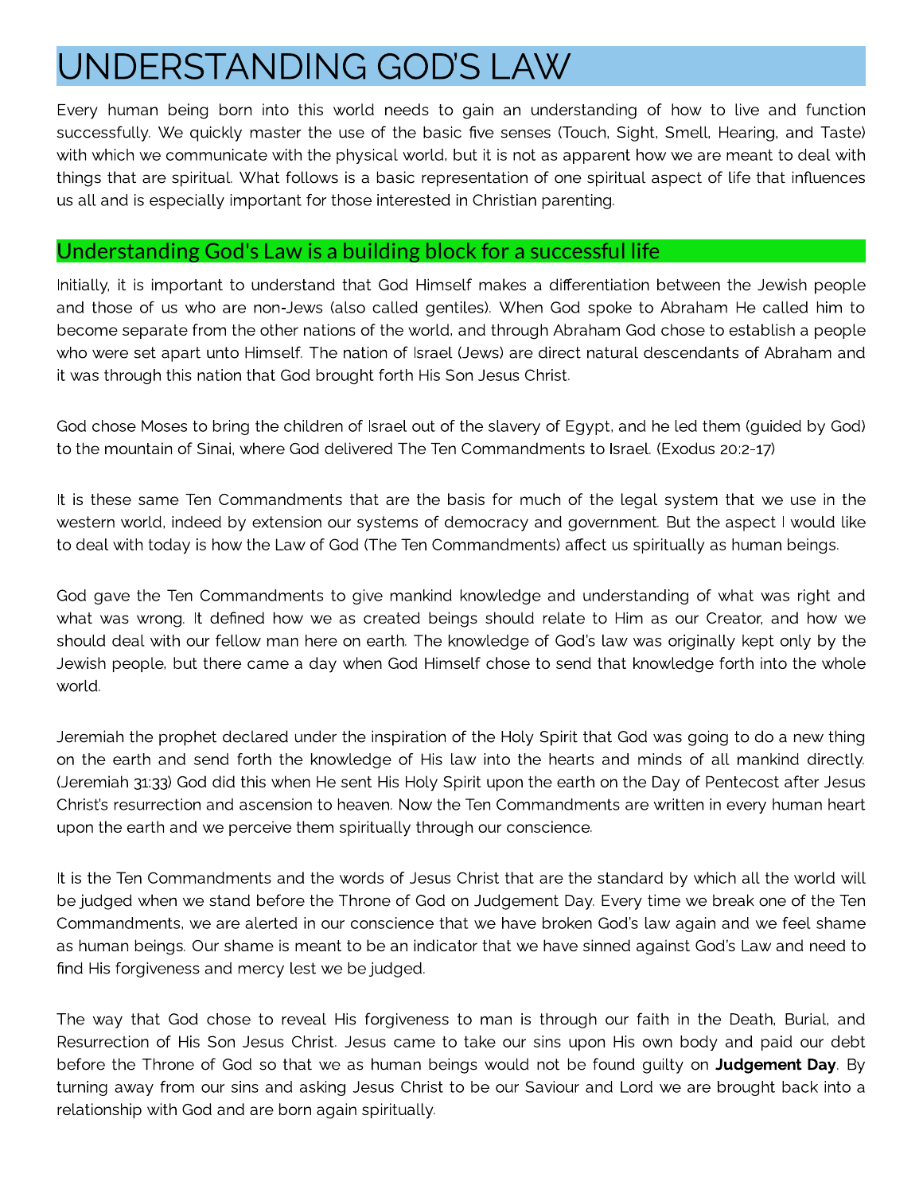# UNDERSTANDING GOD'S LAW

Every human being born into this world needs to gain an understanding of how to live and function successfully. We quickly master the use of the basic five senses (Touch, Sight, Smell, Hearing, and Taste) with which we communicate with the physical world, but it is not as apparent how we are meant to deal with things that are spiritual. What follows is a basic representation of one spiritual aspect of life that influences us all and is especially important for those interested in Christian parenting.

## Understanding God's Law is a building block for a successful life

Initially, it is important to understand that God Himself makes a differentiation between the Jewish people and those of us who are non-Jews (also called gentiles). When God spoke to Abraham He called him to become separate from the other nations of the world, and through Abraham God chose to establish a people who were set apart unto Himself. The nation of Israel (Jews) are direct natural descendants of Abraham and it was through this nation that God brought forth His Son Jesus Christ.

God chose Moses to bring the children of Israel out of the slavery of Egypt, and he led them (guided by God) to the mountain of Sinai, where God delivered The Ten Commandments to Israel. (Exodus 20:2-17)

It is these same Ten Commandments that are the basis for much of the legal system that we use in the western world, indeed by extension our systems of democracy and government. But the aspect I would like to deal with today is how the Law of God (The Ten Commandments) affect us spiritually as human beings.

God gave the Ten Commandments to give mankind knowledge and understanding of what was right and what was wrong. It defined how we as created beings should relate to Him as our Creator, and how we should deal with our fellow man here on earth. The knowledge of God's law was originally kept only by the Jewish people, but there came a day when God Himself chose to send that knowledge forth into the whole world.

Jeremiah the prophet declared under the inspiration of the Holy Spirit that God was going to do a new thing on the earth and send forth the knowledge of His law into the hearts and minds of all mankind directly. (Jeremiah 31:33) God did this when He sent His Holy Spirit upon the earth on the Day of Pentecost after Jesus Christ's resurrection and ascension to heaven. Now the Ten Commandments are written in every human heart upon the earth and we perceive them spiritually through our conscience.

It is the Ten Commandments and the words of Jesus Christ that are the standard by which all the world will be judged when we stand before the Throne of God on Judgement Day. Every time we break one of the Ten Commandments, we are alerted in our conscience that we have broken God's law again and we feel shame as human beings. Our shame is meant to be an indicator that we have sinned against God's Law and need to find His forgiveness and mercy lest we be judged.

The way that God chose to reveal His forgiveness to man is through our faith in the Death, Burial, and Resurrection of His Son Jesus Christ. Jesus came to take our sins upon His own body and paid our debt before the Throne of God so that we as human beings would not be found guilty on **Judgement Day**. By turning away from our sins and asking Jesus Christ to be our Saviour and Lord we are brought back into a relationship with God and are born again spiritually.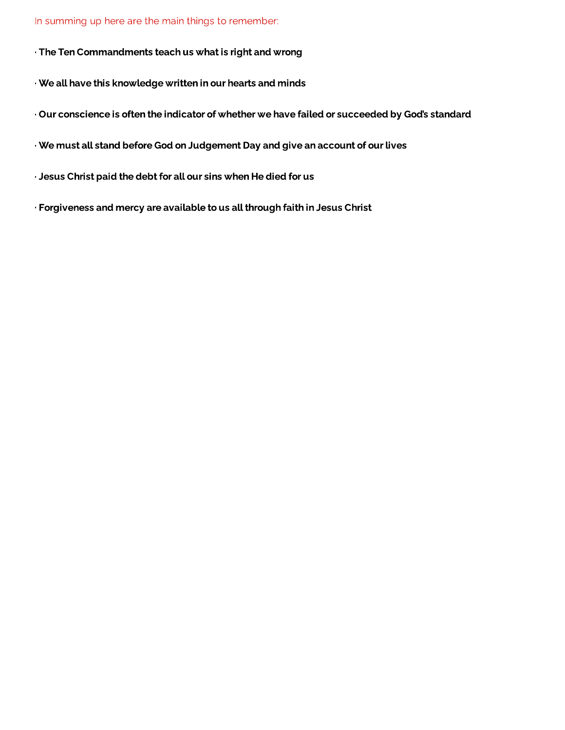In summing up here are the main things to remember:

- **The Ten Commandments teach us what is right and wrong**
- **We all have this knowledge written in our hearts and minds**
- **Our conscience is often the indicator of whether we have failed or succeeded by God's standard**
- **We must all stand before God on Judgement Day and give an account of our lives**
- **Jesus Christ paid the debt for all our sins when He died for us**
- **Forgiveness and mercy are available to us all through faith in Jesus Christ**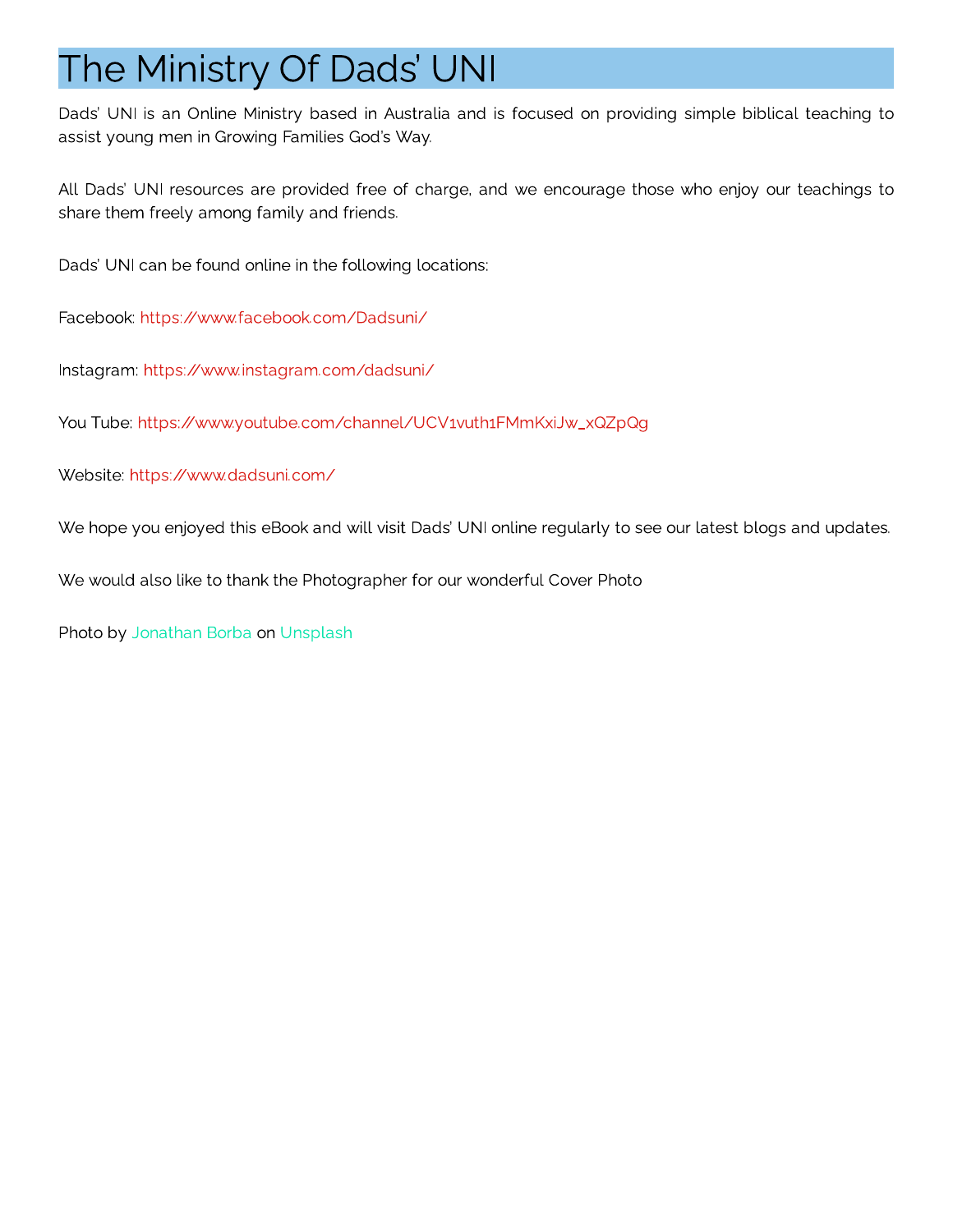# The Ministry Of Dads' UNI

Dads' UNI is an Online Ministry based in Australia and is focused on providing simple biblical teaching to assist young men in Growing Families God's Way.

All Dads' UNI resources are provided free of charge, and we encourage those who enjoy our teachings to share them freely among family and friends.

Dads' UNI can be found online in the following locations:

Facebook: https://www.facebook.com/Dadsuni/

Instagram: https://www.instagram.com/dadsuni/

You Tube: https://www.youtube.com/channel/UCV1vuth1FMmKxiJw_xQZpQg

Website: https://www.dadsuni.com/

We hope you enjoyed this eBook and will visit Dads' UNI online regularly to see our latest blogs and updates.

We would also like to thank the Photographer for our wonderful Cover Photo

Photo by Jonathan Borba on Unsplash